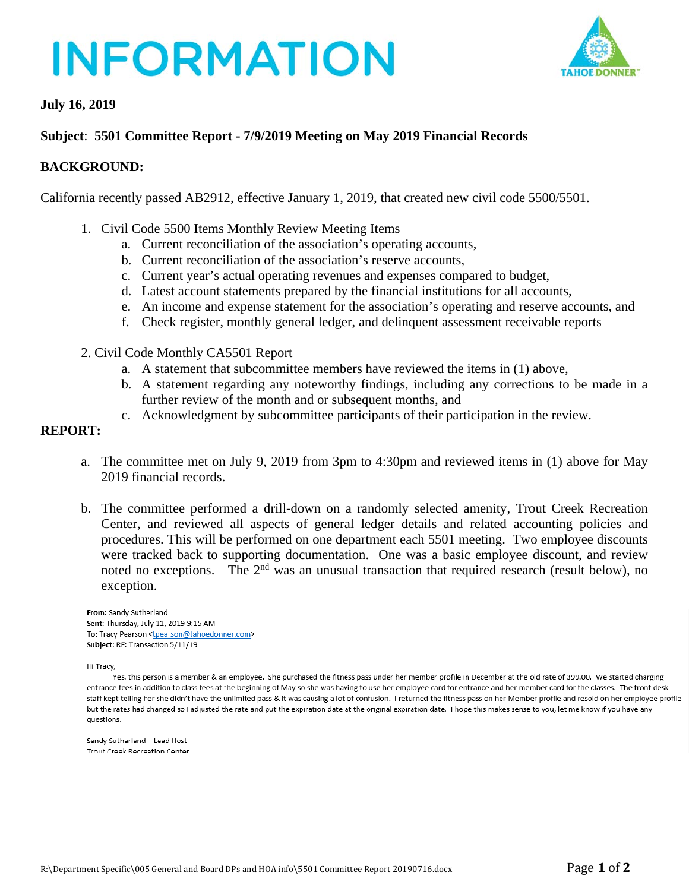# INFORMATION

**July 16, 2019**

**Subject**: **5501 Committee Report - 7/9/2019 Meeting on May 2019 Financial Records**

## BACKGROUND:

California recently passed AB2912, effective January 1, 2019, that created new civil code 5500/5501.

1. Civil Code 5500 Items Monthly Review Meeting Items
   a. Current reconciliation of the association's operating accounts,
   b. Current reconciliation of the association's reserve accounts,
   c. Current year's actual operating revenues and expenses compared to budget,
   d. Latest account statements prepared by the financial institutions for all accounts,
   e. An income and expense statement for the association's operating and reserve accounts, and
   f. Check register, monthly general ledger, and delinquent assessment receivable reports

2. Civil Code Monthly CA5501 Report
   a. A statement that subcommittee members have reviewed the items in (1) above,
   b. A statement regarding any noteworthy findings, including any corrections to be made in a further review of the month and or subsequent months, and
   c. Acknowledgment by subcommittee participants of their participation in the review.

## REPORT:

a. The committee met on July 9, 2019 from 3pm to 4:30pm and reviewed items in (1) above for May 2019 financial records.

b. The committee performed a drill-down on a randomly selected amenity, Trout Creek Recreation Center, and reviewed all aspects of general ledger details and related accounting policies and procedures. This will be performed on one department each 5501 meeting. Two employee discounts were tracked back to supporting documentation. One was a basic employee discount, and review noted no exceptions. The 2nd was an unusual transaction that required research (result below), no exception.

**From:** Sandy Sutherland
**Sent**: Thursday, July 11, 2019 9:15 AM
**To:** Tracy Pearson <tpearson@tahoedonner.com>
**Subject**: RE: Transaction 5/11/19

Hi Tracy,

Yes, this person is a member & an employee. She purchased the fitness pass under her member profile in December at the old rate of 399.00. We started charging entrance fees in addition to class fees at the beginning of May so she was having to use her employee card for entrance and her member card for the classes. The front desk staff kept telling her she didn't have the unlimited pass & it was causing a lot of confusion. I returned the fitness pass on her Member profile and resold on her employee profile but the rates had changed so I adjusted the rate and put the expiration date at the original expiration date. I hope this makes sense to you, let me know if you have any questions.

Sandy Sutherland – Lead Host
Trout Creek Recreation Center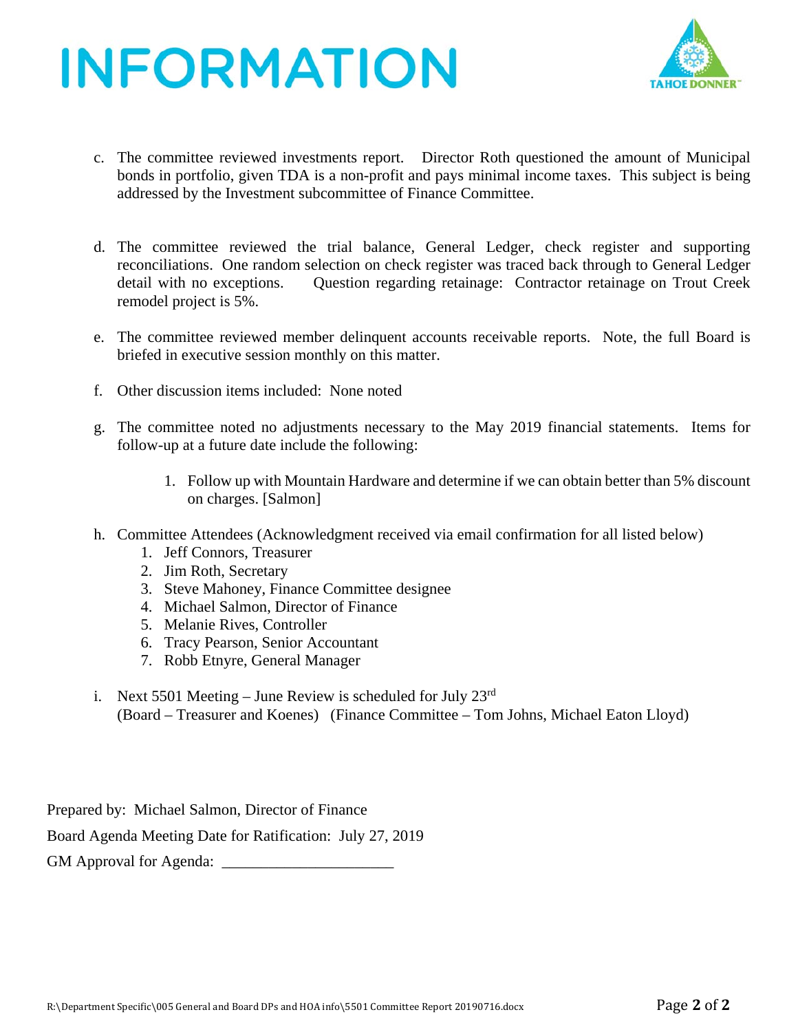// INFORMATION

c. The committee reviewed investments report. Director Roth questioned the amount of Municipal bonds in portfolio, given TDA is a non-profit and pays minimal income taxes. This subject is being addressed by the Investment subcommittee of Finance Committee.

d. The committee reviewed the trial balance, General Ledger, check register and supporting reconciliations. One random selection on check register was traced back through to General Ledger detail with no exceptions. Question regarding retainage: Contractor retainage on Trout Creek remodel project is 5%.

e. The committee reviewed member delinquent accounts receivable reports. Note, the full Board is briefed in executive session monthly on this matter.

f. Other discussion items included: None noted

g. The committee noted no adjustments necessary to the May 2019 financial statements. Items for follow-up at a future date include the following:

    1. Follow up with Mountain Hardware and determine if we can obtain better than 5% discount on charges. [Salmon]

h. Committee Attendees (Acknowledgment received via email confirmation for all listed below)
    1. Jeff Connors, Treasurer
    2. Jim Roth, Secretary
    3. Steve Mahoney, Finance Committee designee
    4. Michael Salmon, Director of Finance
    5. Melanie Rives, Controller
    6. Tracy Pearson, Senior Accountant
    7. Robb Etnyre, General Manager

i. Next 5501 Meeting – June Review is scheduled for July 23rd
(Board – Treasurer and Koenes) (Finance Committee – Tom Johns, Michael Eaton Lloyd)

Prepared by: Michael Salmon, Director of Finance

Board Agenda Meeting Date for Ratification: July 27, 2019

GM Approval for Agenda: ______________________

R:\Department Specific\005 General and Board DPs and HOA info\5501 Committee Report 20190716.docx